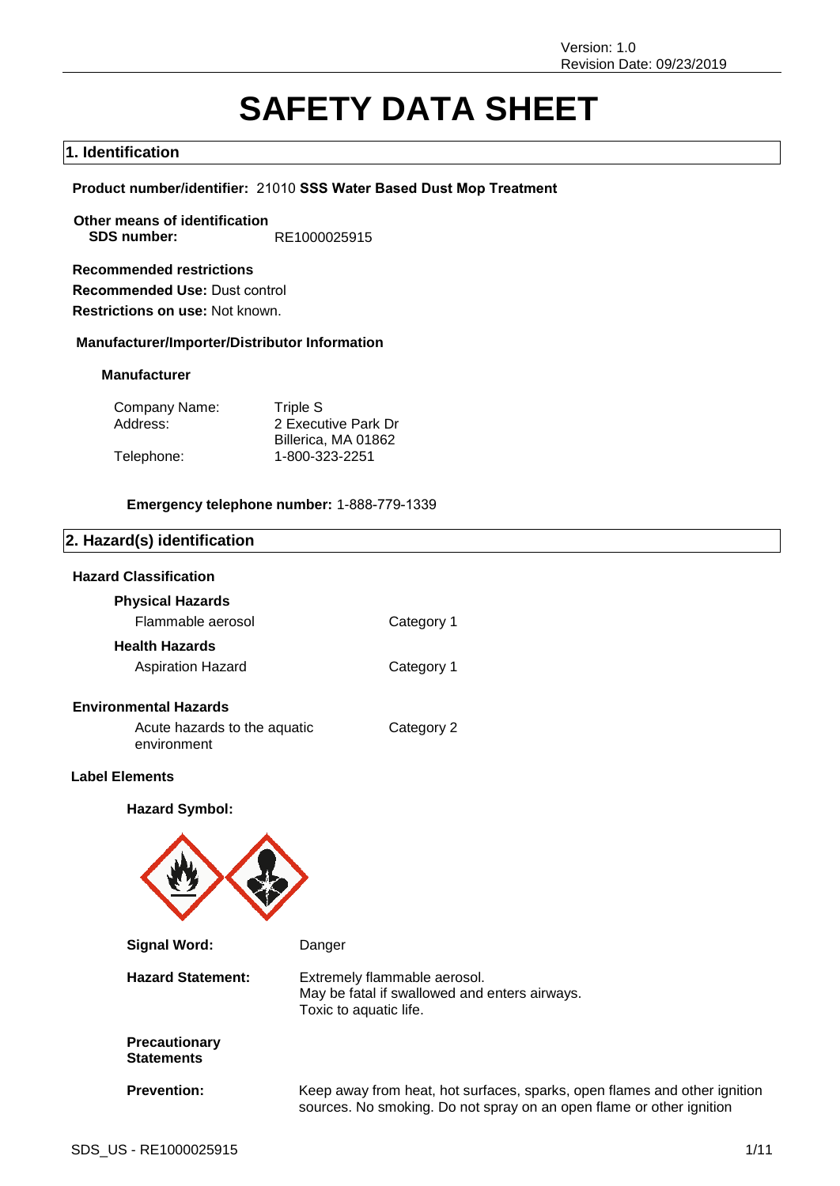Version: 1.0
Revision Date: 09/23/2019

# SAFETY DATA SHEET

## 1. Identification

**Product number/identifier:** 21010 **SSS Water Based Dust Mop Treatment**

**Other means of identification**
**SDS number:** RE1000025915

**Recommended restrictions**
**Recommended Use:** Dust control
**Restrictions on use:** Not known.

**Manufacturer/Importer/Distributor Information**

**Manufacturer**

| | |
|---|---|
| Company Name: | Triple S |
| Address: | 2 Executive Park Dr<br>Billerica, MA 01862 |
| Telephone: | 1-800-323-2251 |

**Emergency telephone number:** 1-888-779-1339

## 2. Hazard(s) identification

**Hazard Classification**

**Physical Hazards**

| | |
|---|---|
| Flammable aerosol | Category 1 |

**Health Hazards**

| | |
|---|---|
| Aspiration Hazard | Category 1 |

**Environmental Hazards**

| | |
|---|---|
| Acute hazards to the aquatic environment | Category 2 |

**Label Elements**

**Hazard Symbol:**

**Signal Word:** Danger

**Hazard Statement:** Extremely flammable aerosol.
May be fatal if swallowed and enters airways.
Toxic to aquatic life.

**Precautionary Statements**

**Prevention:** Keep away from heat, hot surfaces, sparks, open flames and other ignition sources. No smoking. Do not spray on an open flame or other ignition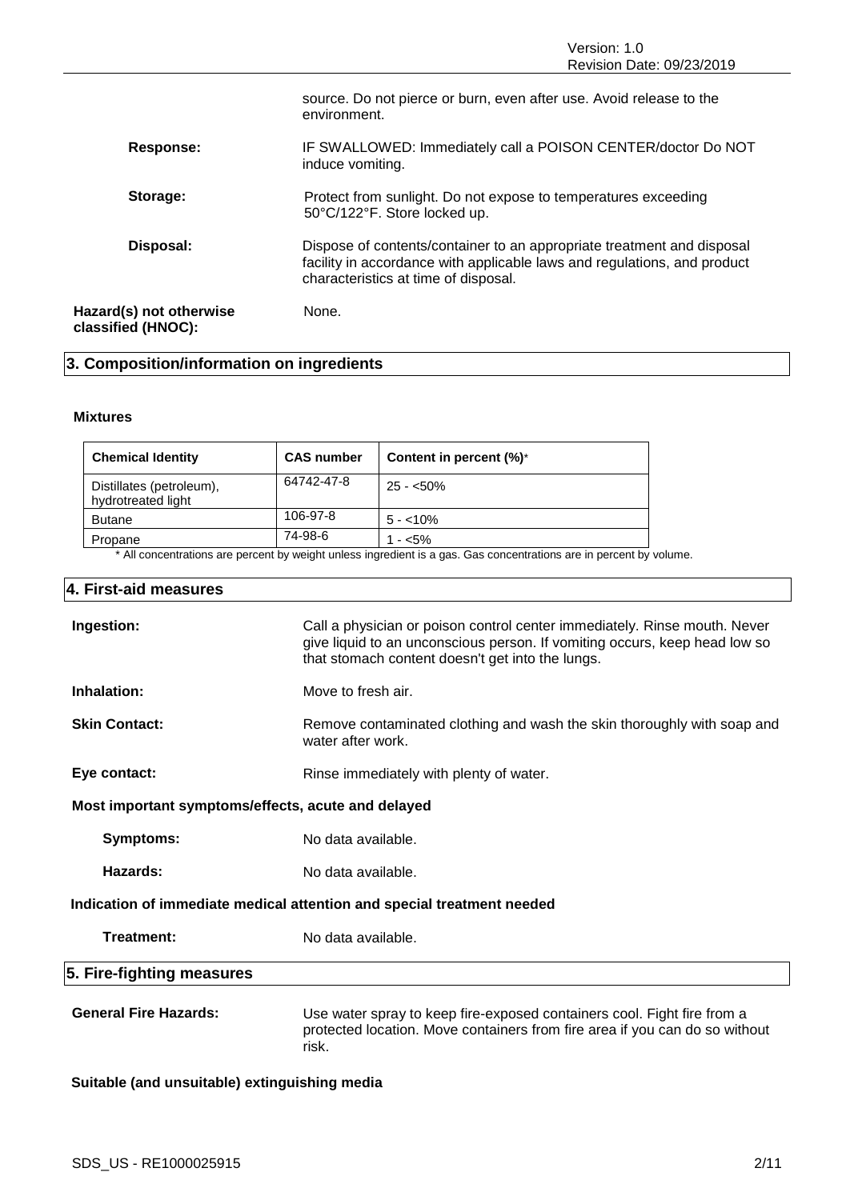source. Do not pierce or burn, even after use. Avoid release to the environment.

**Response:** IF SWALLOWED: Immediately call a POISON CENTER/doctor Do NOT induce vomiting.

**Storage:** Protect from sunlight. Do not expose to temperatures exceeding 50°C/122°F. Store locked up.

**Disposal:** Dispose of contents/container to an appropriate treatment and disposal facility in accordance with applicable laws and regulations, and product characteristics at time of disposal.

**Hazard(s) not otherwise classified (HNOC):** None.

## 3. Composition/information on ingredients

**Mixtures**

| Chemical Identity | CAS number | Content in percent (%)* |
|---|---|---|
| Distillates (petroleum), hydrotreated light | 64742-47-8 | 25 - <50% |
| Butane | 106-97-8 | 5 - <10% |
| Propane | 74-98-6 | 1 - <5% |

\* All concentrations are percent by weight unless ingredient is a gas. Gas concentrations are in percent by volume.

## 4. First-aid measures

**Ingestion:** Call a physician or poison control center immediately. Rinse mouth. Never give liquid to an unconscious person. If vomiting occurs, keep head low so that stomach content doesn't get into the lungs.

**Inhalation:** Move to fresh air.

**Skin Contact:** Remove contaminated clothing and wash the skin thoroughly with soap and water after work.

**Eye contact:** Rinse immediately with plenty of water.

**Most important symptoms/effects, acute and delayed**

**Symptoms:** No data available.

**Hazards:** No data available.

**Indication of immediate medical attention and special treatment needed**

**Treatment:** No data available.

## 5. Fire-fighting measures

**General Fire Hazards:** Use water spray to keep fire-exposed containers cool. Fight fire from a protected location. Move containers from fire area if you can do so without risk.

**Suitable (and unsuitable) extinguishing media**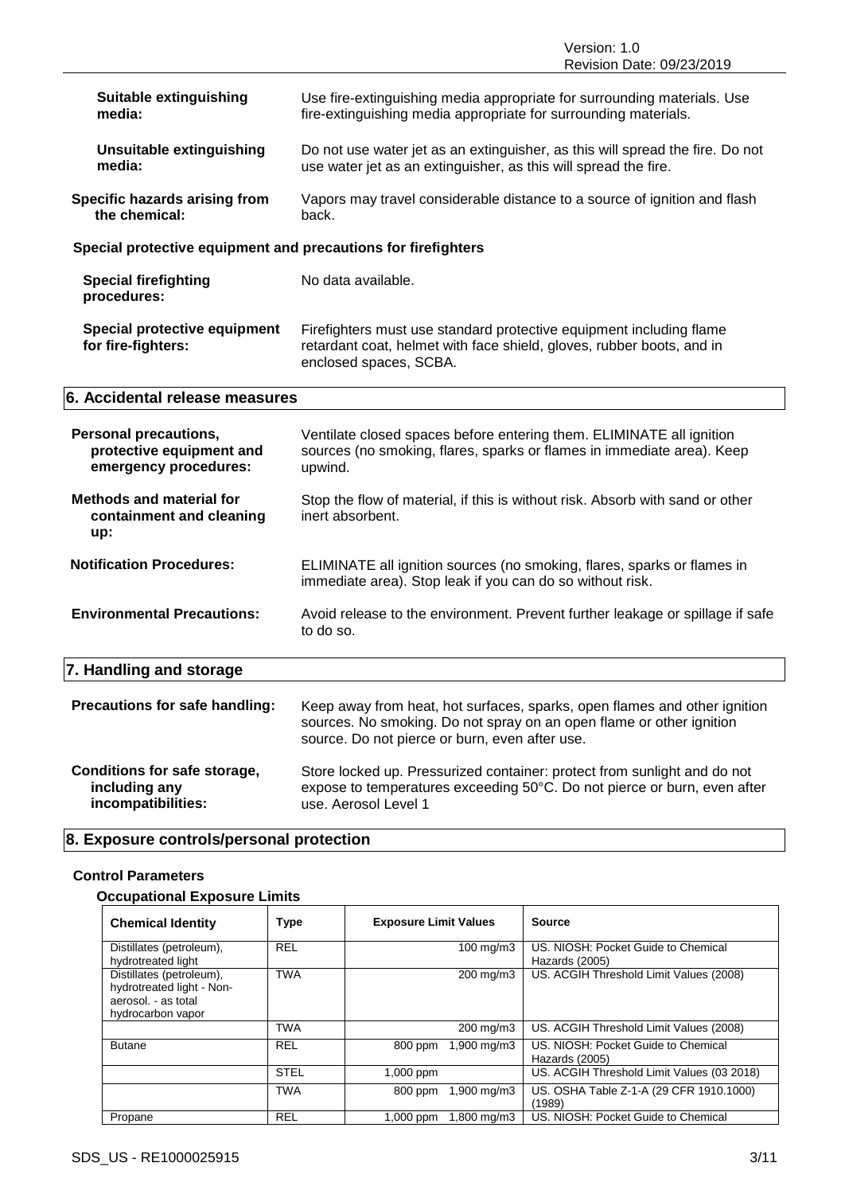**Suitable extinguishing media:** Use fire-extinguishing media appropriate for surrounding materials. Use fire-extinguishing media appropriate for surrounding materials.

**Unsuitable extinguishing media:** Do not use water jet as an extinguisher, as this will spread the fire. Do not use water jet as an extinguisher, as this will spread the fire.

**Specific hazards arising from the chemical:** Vapors may travel considerable distance to a source of ignition and flash back.

**Special protective equipment and precautions for firefighters**

**Special firefighting procedures:** No data available.

**Special protective equipment for fire-fighters:** Firefighters must use standard protective equipment including flame retardant coat, helmet with face shield, gloves, rubber boots, and in enclosed spaces, SCBA.

## 6. Accidental release measures

**Personal precautions, protective equipment and emergency procedures:** Ventilate closed spaces before entering them. ELIMINATE all ignition sources (no smoking, flares, sparks or flames in immediate area). Keep upwind.

**Methods and material for containment and cleaning up:** Stop the flow of material, if this is without risk. Absorb with sand or other inert absorbent.

**Notification Procedures:** ELIMINATE all ignition sources (no smoking, flares, sparks or flames in immediate area). Stop leak if you can do so without risk.

**Environmental Precautions:** Avoid release to the environment. Prevent further leakage or spillage if safe to do so.

## 7. Handling and storage

**Precautions for safe handling:** Keep away from heat, hot surfaces, sparks, open flames and other ignition sources. No smoking. Do not spray on an open flame or other ignition source. Do not pierce or burn, even after use.

**Conditions for safe storage, including any incompatibilities:** Store locked up. Pressurized container: protect from sunlight and do not expose to temperatures exceeding 50°C. Do not pierce or burn, even after use. Aerosol Level 1

## 8. Exposure controls/personal protection

### Control Parameters

**Occupational Exposure Limits**

| Chemical Identity | Type | Exposure Limit Values | Source |
|---|---|---|---|
| Distillates (petroleum), hydrotreated light | REL | 100 mg/m3 | US. NIOSH: Pocket Guide to Chemical Hazards (2005) |
| Distillates (petroleum), hydrotreated light - Non-aerosol. - as total hydrocarbon vapor | TWA | 200 mg/m3 | US. ACGIH Threshold Limit Values (2008) |
| | TWA | 200 mg/m3 | US. ACGIH Threshold Limit Values (2008) |
| Butane | REL | 800 ppm 1,900 mg/m3 | US. NIOSH: Pocket Guide to Chemical Hazards (2005) |
| | STEL | 1,000 ppm | US. ACGIH Threshold Limit Values (03 2018) |
| | TWA | 800 ppm 1,900 mg/m3 | US. OSHA Table Z-1-A (29 CFR 1910.1000) (1989) |
| Propane | REL | 1,000 ppm 1,800 mg/m3 | US. NIOSH: Pocket Guide to Chemical |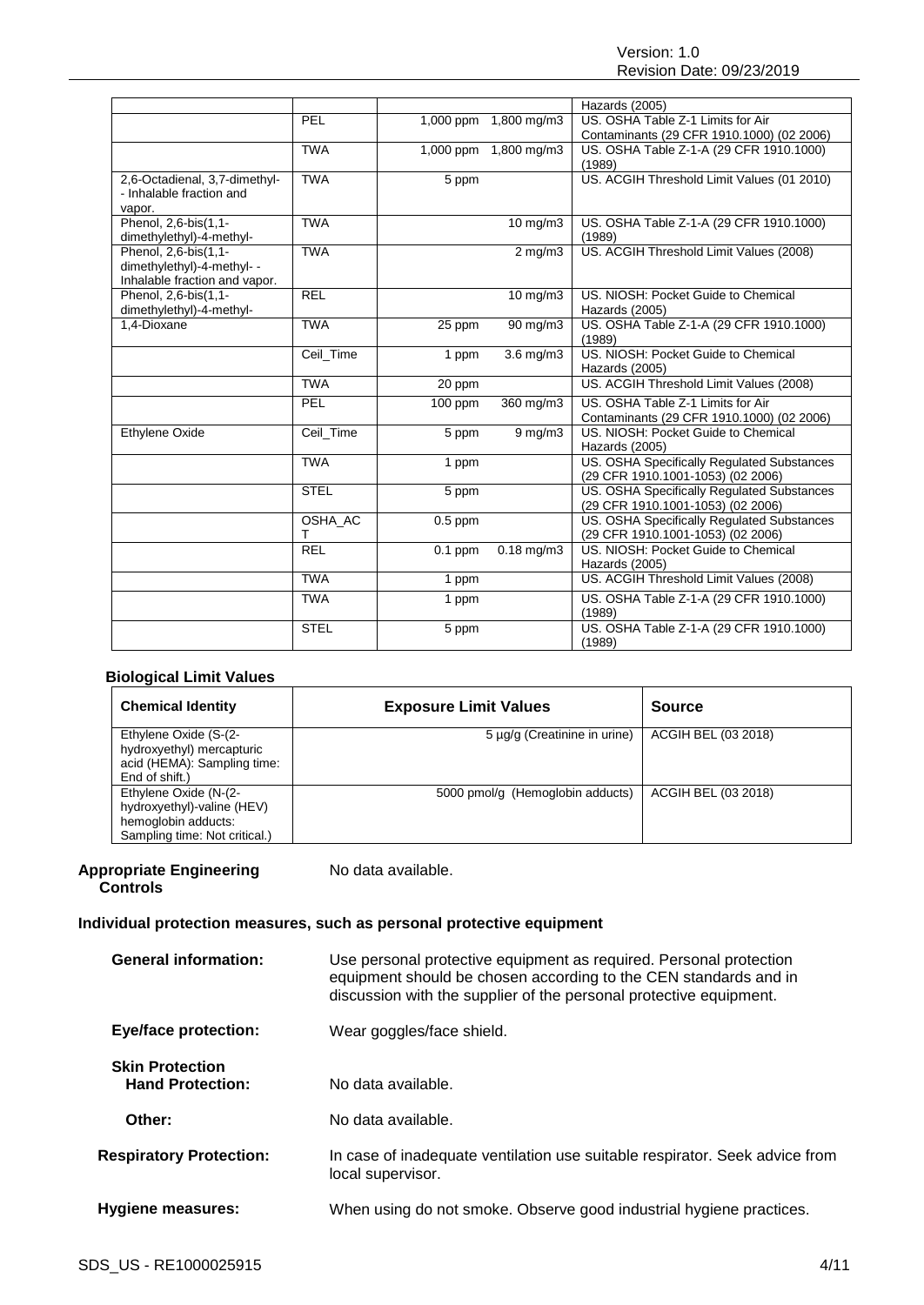| | | | | |
|---|---|---|---|---|
| | | | | Hazards (2005) |
| | PEL | 1,000 ppm | 1,800 mg/m3 | US. OSHA Table Z-1 Limits for Air Contaminants (29 CFR 1910.1000) (02 2006) |
| | TWA | 1,000 ppm | 1,800 mg/m3 | US. OSHA Table Z-1-A (29 CFR 1910.1000) (1989) |
| 2,6-Octadienal, 3,7-dimethyl- - Inhalable fraction and vapor. | TWA | 5 ppm | | US. ACGIH Threshold Limit Values (01 2010) |
| Phenol, 2,6-bis(1,1-dimethylethyl)-4-methyl- | TWA | | 10 mg/m3 | US. OSHA Table Z-1-A (29 CFR 1910.1000) (1989) |
| Phenol, 2,6-bis(1,1-dimethylethyl)-4-methyl- - Inhalable fraction and vapor. | TWA | | 2 mg/m3 | US. ACGIH Threshold Limit Values (2008) |
| Phenol, 2,6-bis(1,1-dimethylethyl)-4-methyl- | REL | | 10 mg/m3 | US. NIOSH: Pocket Guide to Chemical Hazards (2005) |
| 1,4-Dioxane | TWA | 25 ppm | 90 mg/m3 | US. OSHA Table Z-1-A (29 CFR 1910.1000) (1989) |
| | Ceil_Time | 1 ppm | 3.6 mg/m3 | US. NIOSH: Pocket Guide to Chemical Hazards (2005) |
| | TWA | 20 ppm | | US. ACGIH Threshold Limit Values (2008) |
| | PEL | 100 ppm | 360 mg/m3 | US. OSHA Table Z-1 Limits for Air Contaminants (29 CFR 1910.1000) (02 2006) |
| Ethylene Oxide | Ceil_Time | 5 ppm | 9 mg/m3 | US. NIOSH: Pocket Guide to Chemical Hazards (2005) |
| | TWA | 1 ppm | | US. OSHA Specifically Regulated Substances (29 CFR 1910.1001-1053) (02 2006) |
| | STEL | 5 ppm | | US. OSHA Specifically Regulated Substances (29 CFR 1910.1001-1053) (02 2006) |
| | OSHA_ACT | 0.5 ppm | | US. OSHA Specifically Regulated Substances (29 CFR 1910.1001-1053) (02 2006) |
| | REL | 0.1 ppm | 0.18 mg/m3 | US. NIOSH: Pocket Guide to Chemical Hazards (2005) |
| | TWA | 1 ppm | | US. ACGIH Threshold Limit Values (2008) |
| | TWA | 1 ppm | | US. OSHA Table Z-1-A (29 CFR 1910.1000) (1989) |
| | STEL | 5 ppm | | US. OSHA Table Z-1-A (29 CFR 1910.1000) (1989) |

### Biological Limit Values

| Chemical Identity | Exposure Limit Values | Source |
|---|---|---|
| Ethylene Oxide (S-(2-hydroxyethyl) mercapturic acid (HEMA): Sampling time: End of shift.) | 5 µg/g (Creatinine in urine) | ACGIH BEL (03 2018) |
| Ethylene Oxide (N-(2-hydroxyethyl)-valine (HEV) hemoglobin adducts: Sampling time: Not critical.) | 5000 pmol/g (Hemoglobin adducts) | ACGIH BEL (03 2018) |

**Appropriate Engineering Controls** No data available.

### Individual protection measures, such as personal protective equipment

**General information:** Use personal protective equipment as required. Personal protection equipment should be chosen according to the CEN standards and in discussion with the supplier of the personal protective equipment.

**Eye/face protection:** Wear goggles/face shield.

**Skin Protection**

**Hand Protection:** No data available.

**Other:** No data available.

**Respiratory Protection:** In case of inadequate ventilation use suitable respirator. Seek advice from local supervisor.

**Hygiene measures:** When using do not smoke. Observe good industrial hygiene practices.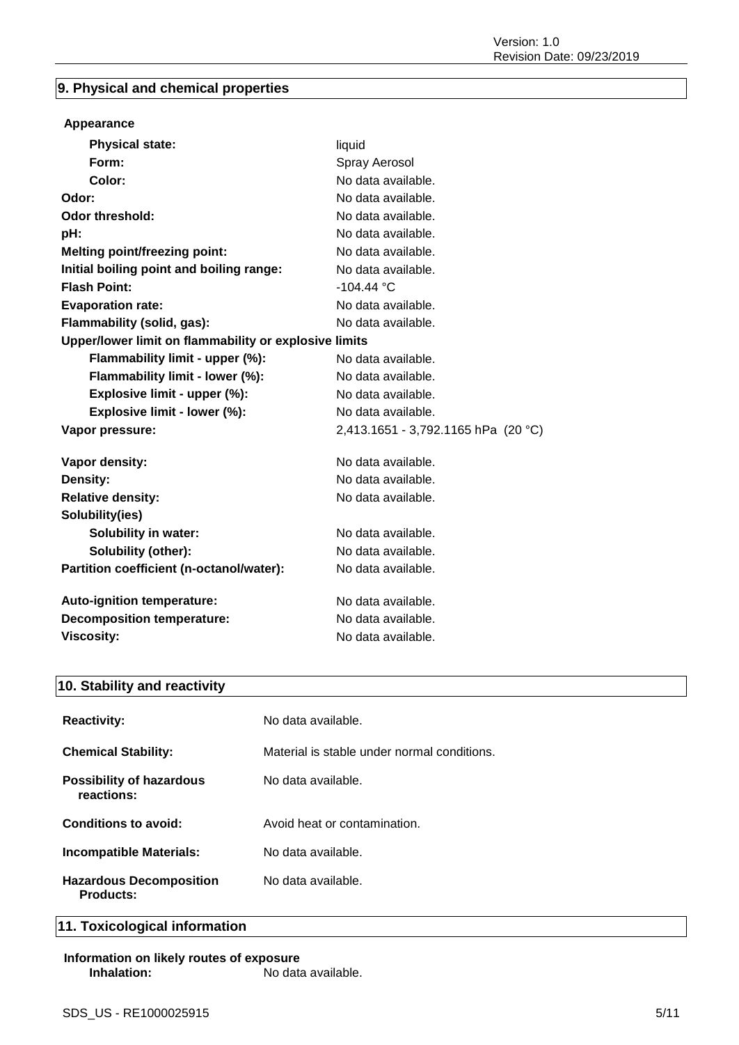## 9. Physical and chemical properties

**Appearance**

| Property | Value |
|---|---|
| **Physical state:** | liquid |
| **Form:** | Spray Aerosol |
| **Color:** | No data available. |
| **Odor:** | No data available. |
| **Odor threshold:** | No data available. |
| **pH:** | No data available. |
| **Melting point/freezing point:** | No data available. |
| **Initial boiling point and boiling range:** | No data available. |
| **Flash Point:** | -104.44 °C |
| **Evaporation rate:** | No data available. |
| **Flammability (solid, gas):** | No data available. |
| **Upper/lower limit on flammability or explosive limits** | |
| **Flammability limit - upper (%):** | No data available. |
| **Flammability limit - lower (%):** | No data available. |
| **Explosive limit - upper (%):** | No data available. |
| **Explosive limit - lower (%):** | No data available. |
| **Vapor pressure:** | 2,413.1651 - 3,792.1165 hPa (20 °C) |
| **Vapor density:** | No data available. |
| **Density:** | No data available. |
| **Relative density:** | No data available. |
| **Solubility(ies)** | |
| **Solubility in water:** | No data available. |
| **Solubility (other):** | No data available. |
| **Partition coefficient (n-octanol/water):** | No data available. |
| **Auto-ignition temperature:** | No data available. |
| **Decomposition temperature:** | No data available. |
| **Viscosity:** | No data available. |

## 10. Stability and reactivity

| Property | Value |
|---|---|
| **Reactivity:** | No data available. |
| **Chemical Stability:** | Material is stable under normal conditions. |
| **Possibility of hazardous reactions:** | No data available. |
| **Conditions to avoid:** | Avoid heat or contamination. |
| **Incompatible Materials:** | No data available. |
| **Hazardous Decomposition Products:** | No data available. |

## 11. Toxicological information

**Information on likely routes of exposure**

**Inhalation:** No data available.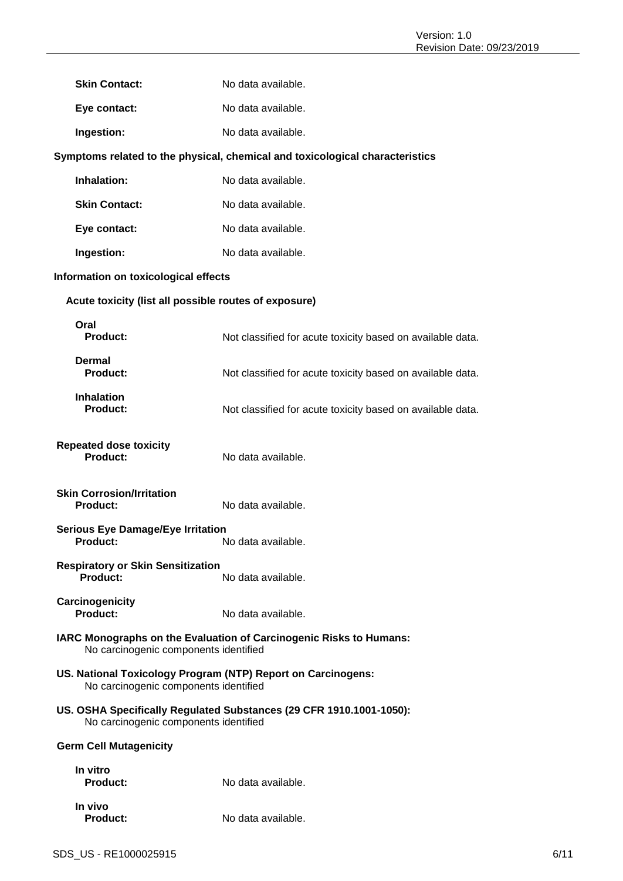**Skin Contact:** No data available.

**Eye contact:** No data available.

**Ingestion:** No data available.

### Symptoms related to the physical, chemical and toxicological characteristics

**Inhalation:** No data available.

**Skin Contact:** No data available.

**Eye contact:** No data available.

**Ingestion:** No data available.

### Information on toxicological effects

#### Acute toxicity (list all possible routes of exposure)

**Oral**
**Product:** Not classified for acute toxicity based on available data.

**Dermal**
**Product:** Not classified for acute toxicity based on available data.

**Inhalation**
**Product:** Not classified for acute toxicity based on available data.

**Repeated dose toxicity**
**Product:** No data available.

**Skin Corrosion/Irritation**
**Product:** No data available.

**Serious Eye Damage/Eye Irritation**
**Product:** No data available.

**Respiratory or Skin Sensitization**
**Product:** No data available.

**Carcinogenicity**
**Product:** No data available.

**IARC Monographs on the Evaluation of Carcinogenic Risks to Humans:**
No carcinogenic components identified

**US. National Toxicology Program (NTP) Report on Carcinogens:**
No carcinogenic components identified

**US. OSHA Specifically Regulated Substances (29 CFR 1910.1001-1050):**
No carcinogenic components identified

**Germ Cell Mutagenicity**

**In vitro**
**Product:** No data available.

**In vivo**
**Product:** No data available.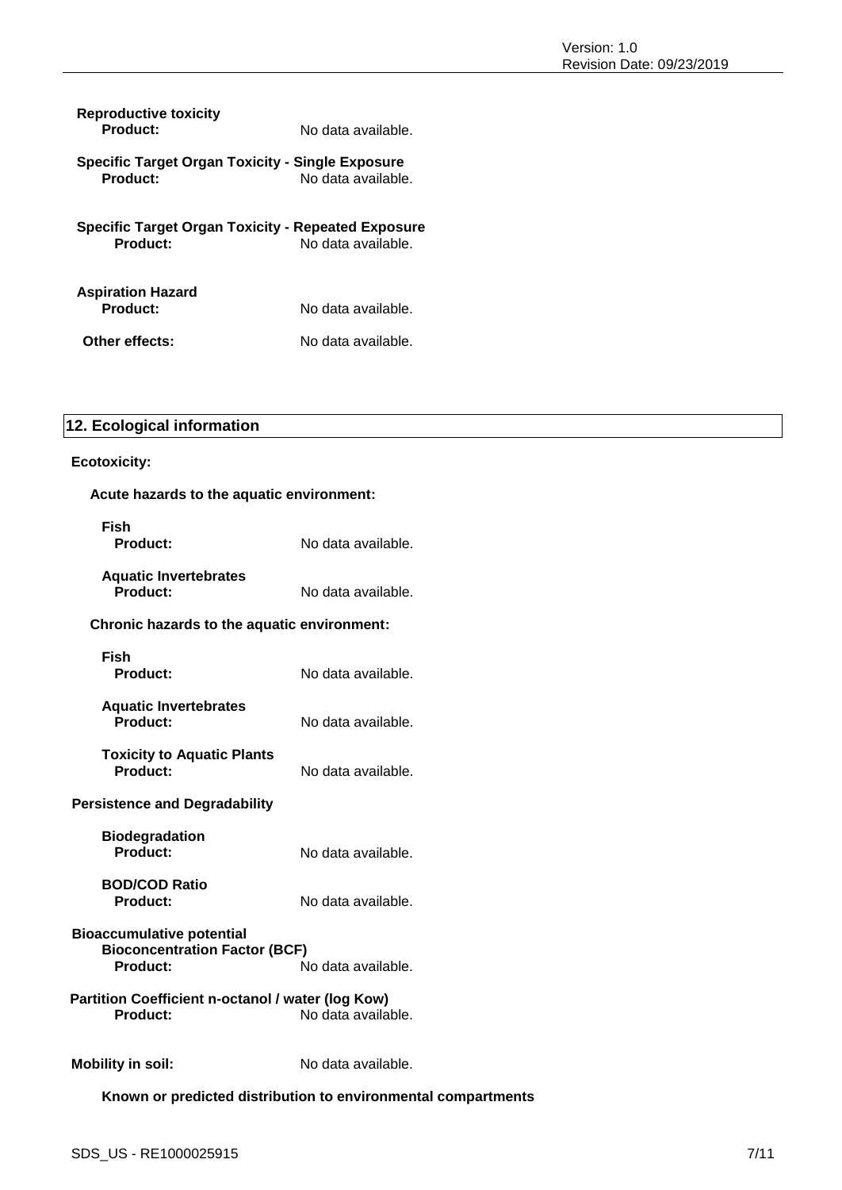**Reproductive toxicity**

**Product:** No data available.

**Specific Target Organ Toxicity - Single Exposure**

**Product:** No data available.

**Specific Target Organ Toxicity - Repeated Exposure**

**Product:** No data available.

**Aspiration Hazard**

**Product:** No data available.

**Other effects:** No data available.

## 12. Ecological information

**Ecotoxicity:**

**Acute hazards to the aquatic environment:**

**Fish**

**Product:** No data available.

**Aquatic Invertebrates**

**Product:** No data available.

**Chronic hazards to the aquatic environment:**

**Fish**

**Product:** No data available.

**Aquatic Invertebrates**

**Product:** No data available.

**Toxicity to Aquatic Plants**

**Product:** No data available.

**Persistence and Degradability**

**Biodegradation**

**Product:** No data available.

**BOD/COD Ratio**

**Product:** No data available.

**Bioaccumulative potential**

**Bioconcentration Factor (BCF)**

**Product:** No data available.

**Partition Coefficient n-octanol / water (log Kow)**

**Product:** No data available.

**Mobility in soil:** No data available.

**Known or predicted distribution to environmental compartments**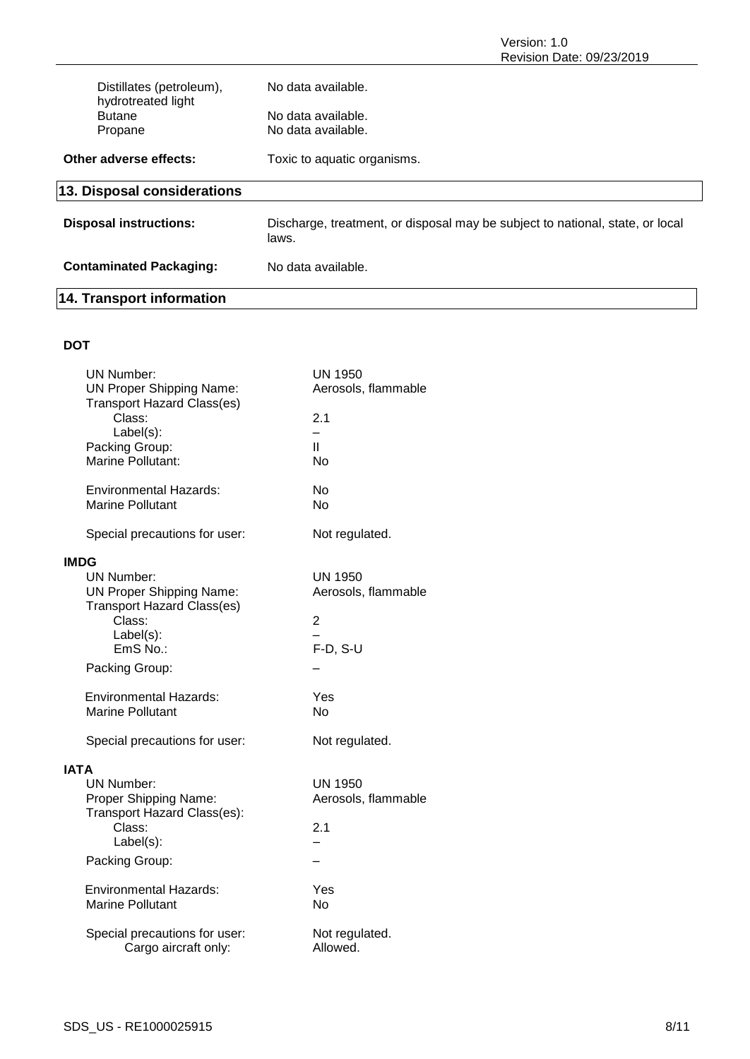| | |
|---|---|
| Distillates (petroleum), hydrotreated light | No data available. |
| Butane | No data available. |
| Propane | No data available. |

**Other adverse effects:** Toxic to aquatic organisms.

## 13. Disposal considerations

**Disposal instructions:** Discharge, treatment, or disposal may be subject to national, state, or local laws.

**Contaminated Packaging:** No data available.

## 14. Transport information

**DOT**

| | |
|---|---|
| UN Number: | UN 1950 |
| UN Proper Shipping Name: | Aerosols, flammable |
| Transport Hazard Class(es) | |
| Class: | 2.1 |
| Label(s): | – |
| Packing Group: | II |
| Marine Pollutant: | No |
| Environmental Hazards: | No |
| Marine Pollutant | No |
| Special precautions for user: | Not regulated. |

**IMDG**

| | |
|---|---|
| UN Number: | UN 1950 |
| UN Proper Shipping Name: | Aerosols, flammable |
| Transport Hazard Class(es) | |
| Class: | 2 |
| Label(s): | – |
| EmS No.: | F-D, S-U |
| Packing Group: | – |
| Environmental Hazards: | Yes |
| Marine Pollutant | No |
| Special precautions for user: | Not regulated. |

**IATA**

| | |
|---|---|
| UN Number: | UN 1950 |
| Proper Shipping Name: | Aerosols, flammable |
| Transport Hazard Class(es): | |
| Class: | 2.1 |
| Label(s): | – |
| Packing Group: | – |
| Environmental Hazards: | Yes |
| Marine Pollutant | No |
| Special precautions for user: | Not regulated. |
| Cargo aircraft only: | Allowed. |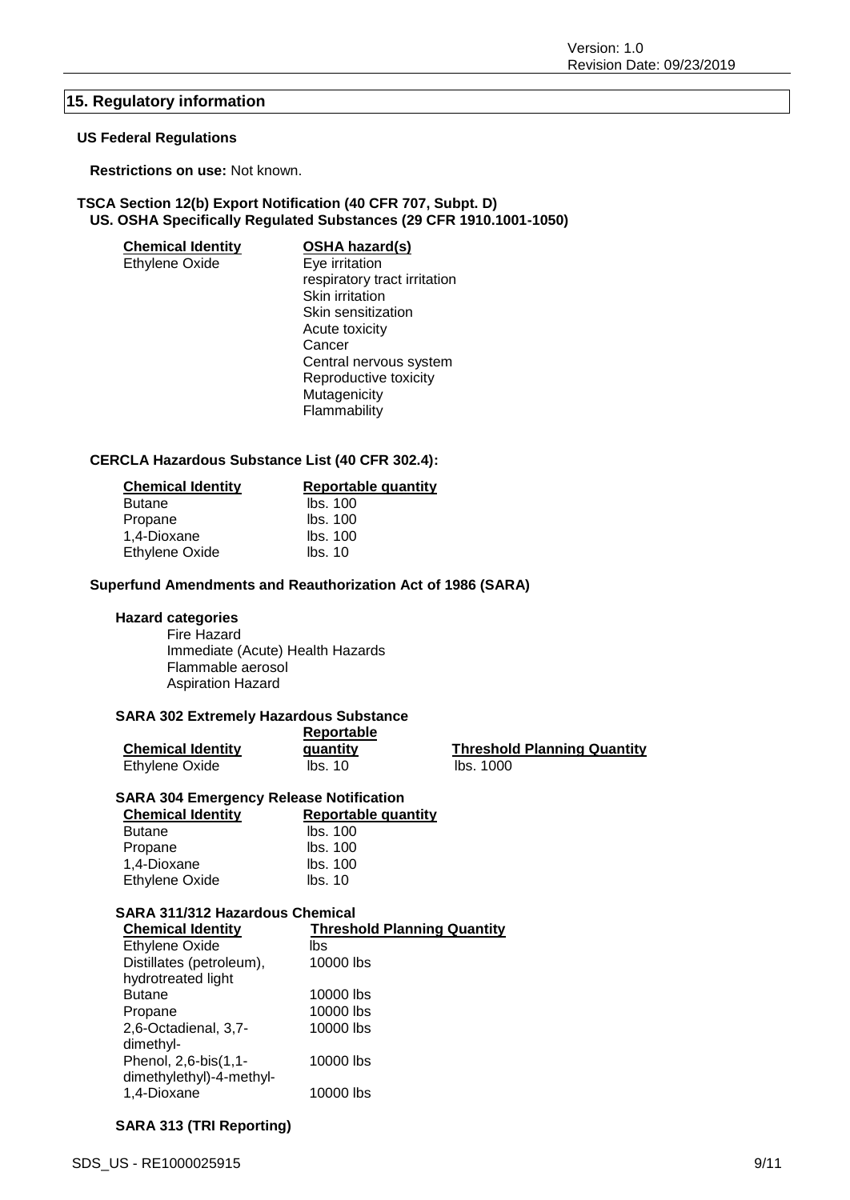## 15. Regulatory information

### US Federal Regulations

**Restrictions on use:** Not known.

**TSCA Section 12(b) Export Notification (40 CFR 707, Subpt. D)**
**US. OSHA Specifically Regulated Substances (29 CFR 1910.1001-1050)**

| Chemical Identity | OSHA hazard(s) |
|---|---|
| Ethylene Oxide | Eye irritation<br>respiratory tract irritation<br>Skin irritation<br>Skin sensitization<br>Acute toxicity<br>Cancer<br>Central nervous system<br>Reproductive toxicity<br>Mutagenicity<br>Flammability |

**CERCLA Hazardous Substance List (40 CFR 302.4):**

| Chemical Identity | Reportable quantity |
|---|---|
| Butane | lbs. 100 |
| Propane | lbs. 100 |
| 1,4-Dioxane | lbs. 100 |
| Ethylene Oxide | lbs. 10 |

**Superfund Amendments and Reauthorization Act of 1986 (SARA)**

**Hazard categories**

Fire Hazard
Immediate (Acute) Health Hazards
Flammable aerosol
Aspiration Hazard

**SARA 302 Extremely Hazardous Substance**

| Chemical Identity | Reportable quantity | Threshold Planning Quantity |
|---|---|---|
| Ethylene Oxide | lbs. 10 | lbs. 1000 |

**SARA 304 Emergency Release Notification**

| Chemical Identity | Reportable quantity |
|---|---|
| Butane | lbs. 100 |
| Propane | lbs. 100 |
| 1,4-Dioxane | lbs. 100 |
| Ethylene Oxide | lbs. 10 |

**SARA 311/312 Hazardous Chemical**

| Chemical Identity | Threshold Planning Quantity |
|---|---|
| Ethylene Oxide | lbs |
| Distillates (petroleum), hydrotreated light | 10000 lbs |
| Butane | 10000 lbs |
| Propane | 10000 lbs |
| 2,6-Octadienal, 3,7-dimethyl- | 10000 lbs |
| Phenol, 2,6-bis(1,1-dimethylethyl)-4-methyl- | 10000 lbs |
| 1,4-Dioxane | 10000 lbs |

**SARA 313 (TRI Reporting)**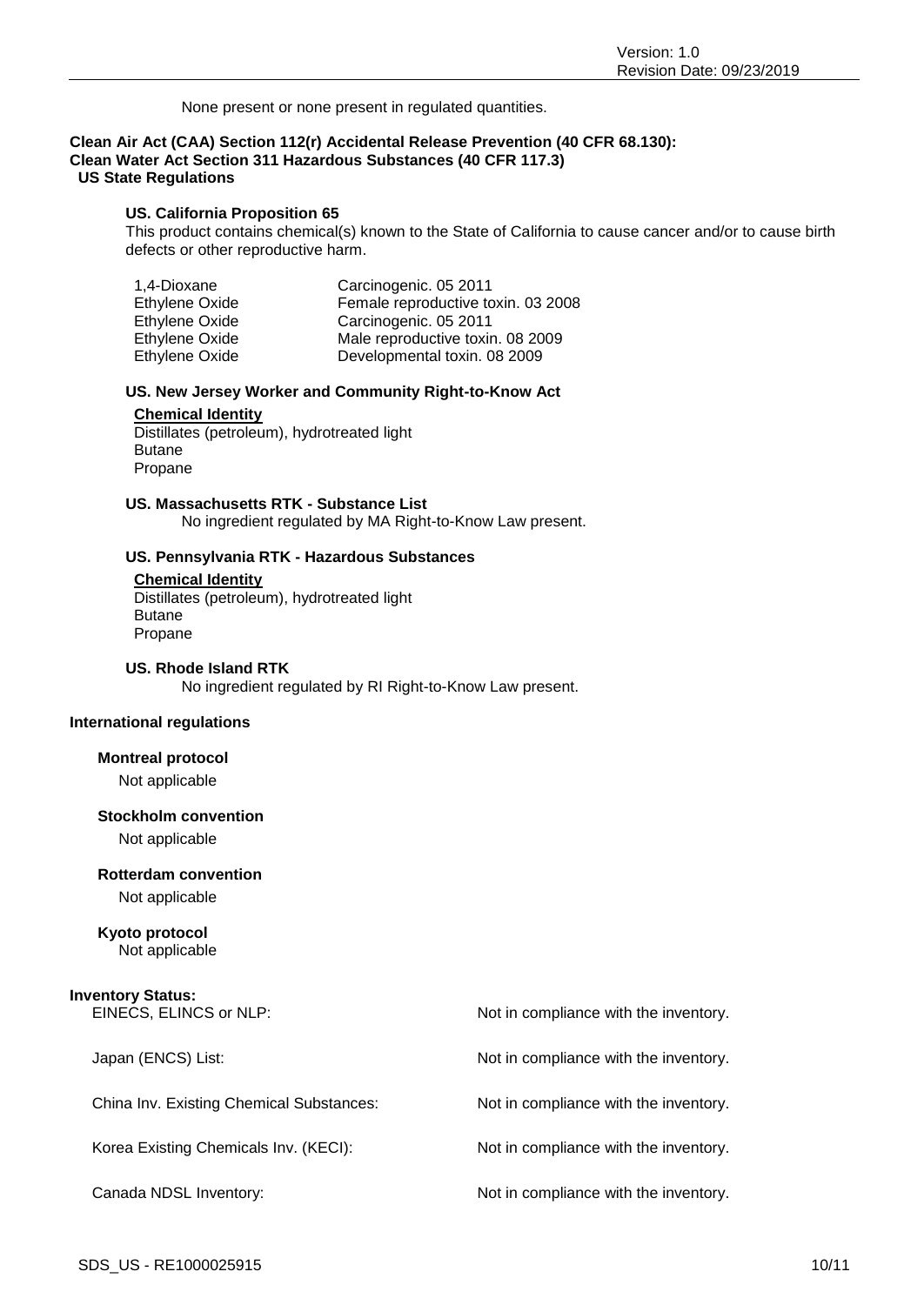None present or none present in regulated quantities.

**Clean Air Act (CAA) Section 112(r) Accidental Release Prevention (40 CFR 68.130):**
**Clean Water Act Section 311 Hazardous Substances (40 CFR 117.3)**
**US State Regulations**

**US. California Proposition 65**
This product contains chemical(s) known to the State of California to cause cancer and/or to cause birth defects or other reproductive harm.

| | |
|---|---|
| 1,4-Dioxane | Carcinogenic. 05 2011 |
| Ethylene Oxide | Female reproductive toxin. 03 2008 |
| Ethylene Oxide | Carcinogenic. 05 2011 |
| Ethylene Oxide | Male reproductive toxin. 08 2009 |
| Ethylene Oxide | Developmental toxin. 08 2009 |

**US. New Jersey Worker and Community Right-to-Know Act**

**Chemical Identity**
Distillates (petroleum), hydrotreated light
Butane
Propane

**US. Massachusetts RTK - Substance List**
No ingredient regulated by MA Right-to-Know Law present.

**US. Pennsylvania RTK - Hazardous Substances**

**Chemical Identity**
Distillates (petroleum), hydrotreated light
Butane
Propane

**US. Rhode Island RTK**
No ingredient regulated by RI Right-to-Know Law present.

**International regulations**

**Montreal protocol**
Not applicable

**Stockholm convention**
Not applicable

**Rotterdam convention**
Not applicable

**Kyoto protocol**
Not applicable

**Inventory Status:**

| | |
|---|---|
| EINECS, ELINCS or NLP: | Not in compliance with the inventory. |
| Japan (ENCS) List: | Not in compliance with the inventory. |
| China Inv. Existing Chemical Substances: | Not in compliance with the inventory. |
| Korea Existing Chemicals Inv. (KECI): | Not in compliance with the inventory. |
| Canada NDSL Inventory: | Not in compliance with the inventory. |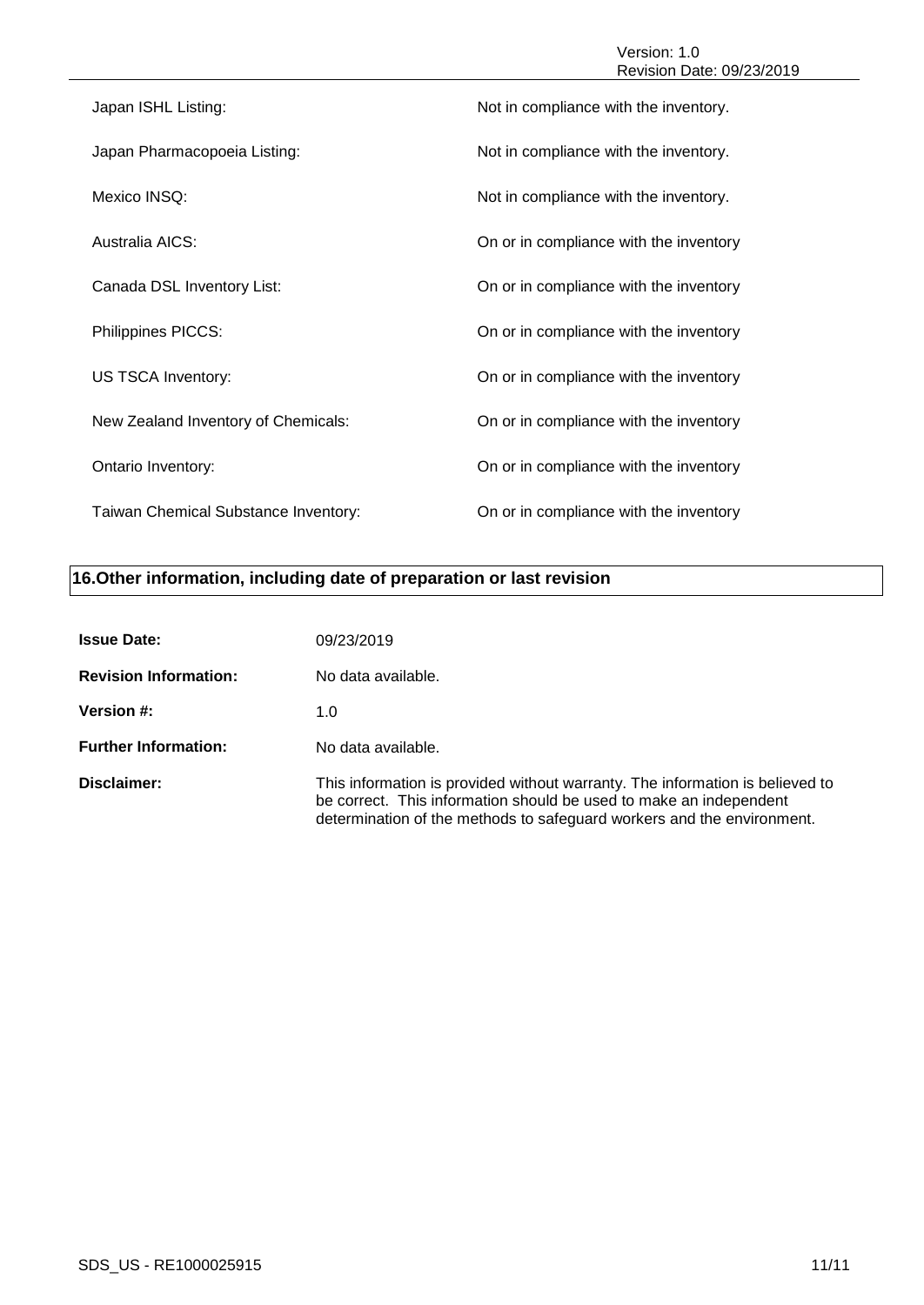| | |
|---|---|
| Japan ISHL Listing: | Not in compliance with the inventory. |
| Japan Pharmacopoeia Listing: | Not in compliance with the inventory. |
| Mexico INSQ: | Not in compliance with the inventory. |
| Australia AICS: | On or in compliance with the inventory |
| Canada DSL Inventory List: | On or in compliance with the inventory |
| Philippines PICCS: | On or in compliance with the inventory |
| US TSCA Inventory: | On or in compliance with the inventory |
| New Zealand Inventory of Chemicals: | On or in compliance with the inventory |
| Ontario Inventory: | On or in compliance with the inventory |
| Taiwan Chemical Substance Inventory: | On or in compliance with the inventory |

## 16.Other information, including date of preparation or last revision

**Issue Date:** 09/23/2019

**Revision Information:** No data available.

**Version #:** 1.0

**Further Information:** No data available.

**Disclaimer:** This information is provided without warranty. The information is believed to be correct. This information should be used to make an independent determination of the methods to safeguard workers and the environment.